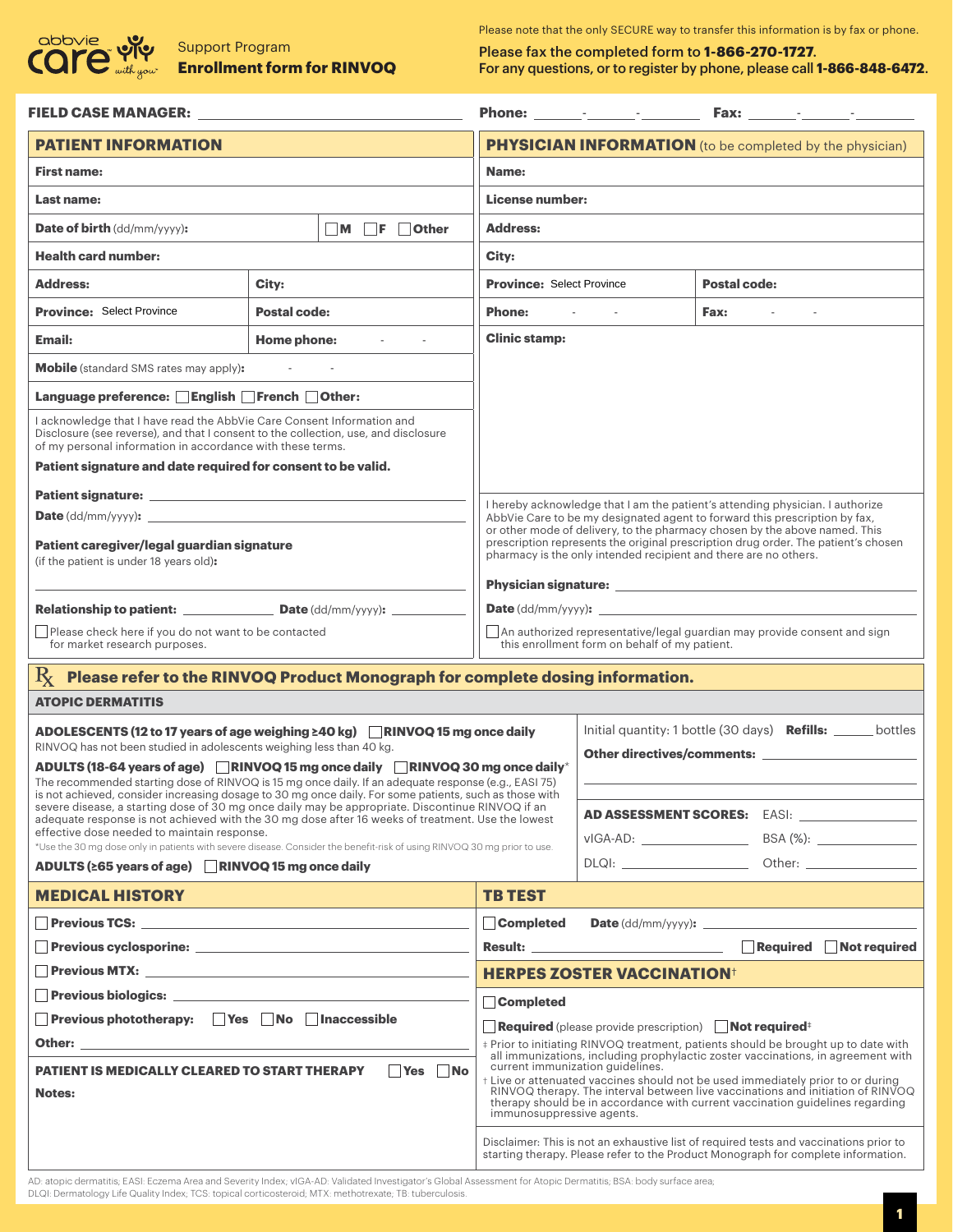abbvie care with you

Support Program
**Enrollment form for RINVOQ**

Please note that the only SECURE way to transfer this information is by fax or phone.

Please fax the completed form to **1-866-270-1727**.
For any questions, or to register by phone, please call **1-866-848-6472**.

**FIELD CASE MANAGER:** ____________________ **Phone:** ___-___-____ **Fax:** ___-___-____

## PATIENT INFORMATION

**First name:**

**Last name:**

**Date of birth** (dd/mm/yyyy)**:** ☐ M ☐ F ☐ Other

**Health card number:**

**Address:** | **City:**

**Province:** Select Province | **Postal code:**

**Email:** | **Home phone:** - -

**Mobile** (standard SMS rates may apply)**:** - -

**Language preference:** ☐ English ☐ French ☐ Other:

I acknowledge that I have read the AbbVie Care Consent Information and Disclosure (see reverse), and that I consent to the collection, use, and disclosure of my personal information in accordance with these terms.

**Patient signature and date required for consent to be valid.**

**Patient signature:** ____________________

**Date** (dd/mm/yyyy)**:** ____________________

**Patient caregiver/legal guardian signature**
(if the patient is under 18 years old)**:**

____________________

**Relationship to patient:** __________ **Date** (dd/mm/yyyy)**:** __________

☐ Please check here if you do not want to be contacted for market research purposes.

## PHYSICIAN INFORMATION (to be completed by the physician)

**Name:**

**License number:**

**Address:**

**City:**

**Province:** Select Province | **Postal code:**

**Phone:** - - | **Fax:** - -

**Clinic stamp:**

I hereby acknowledge that I am the patient's attending physician. I authorize AbbVie Care to be my designated agent to forward this prescription by fax, or other mode of delivery, to the pharmacy chosen by the above named. This prescription represents the original prescription drug order. The patient's chosen pharmacy is the only intended recipient and there are no others.

**Physician signature:** ____________________

**Date** (dd/mm/yyyy)**:** ____________________

☐ An authorized representative/legal guardian may provide consent and sign this enrollment form on behalf of my patient.

## ℞ Please refer to the RINVOQ Product Monograph for complete dosing information.

### ATOPIC DERMATITIS

**ADOLESCENTS (12 to 17 years of age weighing ≥40 kg)** ☐ **RINVOQ 15 mg once daily**
RINVOQ has not been studied in adolescents weighing less than 40 kg.

**ADULTS (18-64 years of age)** ☐ **RINVOQ 15 mg once daily** ☐ **RINVOQ 30 mg once daily***
The recommended starting dose of RINVOQ is 15 mg once daily. If an adequate response (e.g., EASI 75) is not achieved, consider increasing dosage to 30 mg once daily. For some patients, such as those with severe disease, a starting dose of 30 mg once daily may be appropriate. Discontinue RINVOQ if an adequate response is not achieved with the 30 mg dose after 16 weeks of treatment. Use the lowest effective dose needed to maintain response.
*Use the 30 mg dose only in patients with severe disease. Consider the benefit-risk of using RINVOQ 30 mg prior to use.

**ADULTS (≥65 years of age)** ☐ **RINVOQ 15 mg once daily**

Initial quantity: 1 bottle (30 days) **Refills:** ______ bottles

**Other directives/comments:** ____________________

**AD ASSESSMENT SCORES:** EASI: __________ vIGA-AD: __________ BSA (%): __________ DLQI: __________ Other: __________

## MEDICAL HISTORY

☐ **Previous TCS:** ____________________

☐ **Previous cyclosporine:** ____________________

☐ **Previous MTX:** ____________________

☐ **Previous biologics:** ____________________

☐ **Previous phototherapy:** ☐ Yes ☐ No ☐ Inaccessible

**Other:** ____________________

**PATIENT IS MEDICALLY CLEARED TO START THERAPY** ☐ Yes ☐ No

**Notes:**

## TB TEST

☐ **Completed** **Date** (dd/mm/yyyy)**:** ____________________

**Result:** ____________________ ☐ **Required** ☐ **Not required**

## HERPES ZOSTER VACCINATION†

☐ **Completed**

☐ **Required** (please provide prescription) ☐ **Not required**‡

‡ Prior to initiating RINVOQ treatment, patients should be brought up to date with all immunizations, including prophylactic zoster vaccinations, in agreement with current immunization guidelines.

† Live or attenuated vaccines should not be used immediately prior to or during RINVOQ therapy. The interval between live vaccinations and initiation of RINVOQ therapy should be in accordance with current vaccination guidelines regarding immunosuppressive agents.

Disclaimer: This is not an exhaustive list of required tests and vaccinations prior to starting therapy. Please refer to the Product Monograph for complete information.

AD: atopic dermatitis; EASI: Eczema Area and Severity Index; vIGA-AD: Validated Investigator's Global Assessment for Atopic Dermatitis; BSA: body surface area; DLQI: Dermatology Life Quality Index; TCS: topical corticosteroid; MTX: methotrexate; TB: tuberculosis.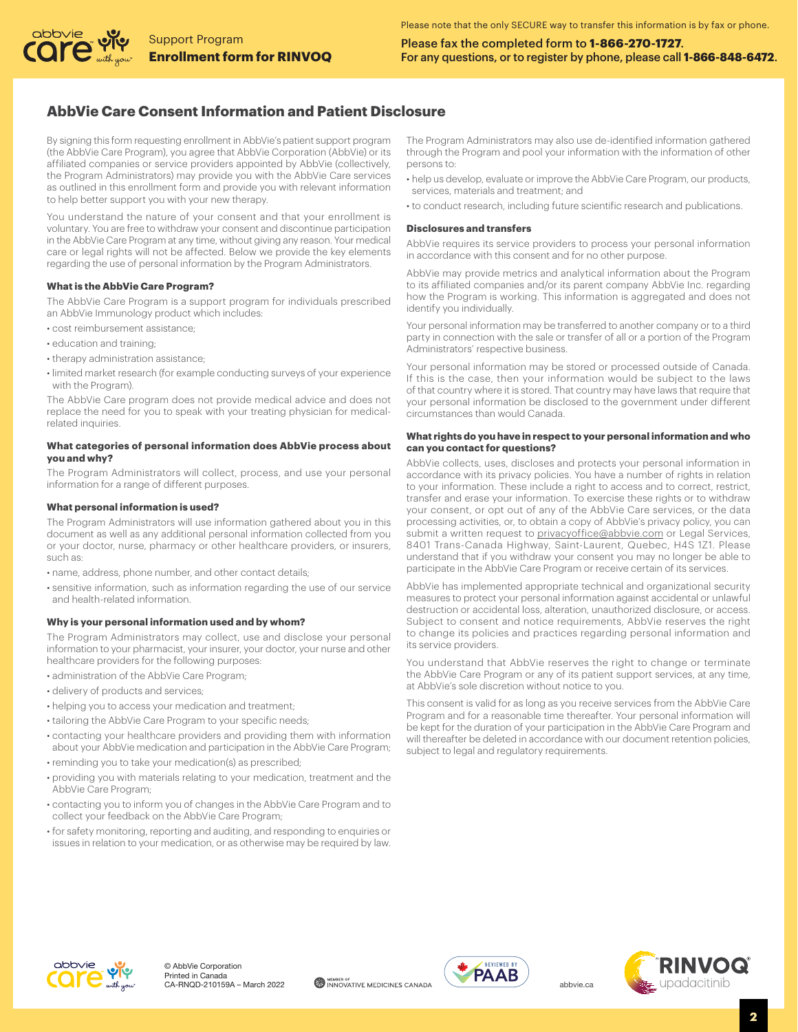Please note that the only SECURE way to transfer this information is by fax or phone.

**Please fax the completed form to 1-866-270-1727.**
**For any questions, or to register by phone, please call 1-866-848-6472.**

Support Program
**Enrollment form for RINVOQ**

## AbbVie Care Consent Information and Patient Disclosure

By signing this form requesting enrollment in AbbVie's patient support program (the AbbVie Care Program), you agree that AbbVie Corporation (AbbVie) or its affiliated companies or service providers appointed by AbbVie (collectively, the Program Administrators) may provide you with the AbbVie Care services as outlined in this enrollment form and provide you with relevant information to help better support you with your new therapy.

You understand the nature of your consent and that your enrollment is voluntary. You are free to withdraw your consent and discontinue participation in the AbbVie Care Program at any time, without giving any reason. Your medical care or legal rights will not be affected. Below we provide the key elements regarding the use of personal information by the Program Administrators.

### What is the AbbVie Care Program?

The AbbVie Care Program is a support program for individuals prescribed an AbbVie Immunology product which includes:

- cost reimbursement assistance;
- education and training;
- therapy administration assistance;
- limited market research (for example conducting surveys of your experience with the Program).

The AbbVie Care program does not provide medical advice and does not replace the need for you to speak with your treating physician for medical-related inquiries.

### What categories of personal information does AbbVie process about you and why?

The Program Administrators will collect, process, and use your personal information for a range of different purposes.

### What personal information is used?

The Program Administrators will use information gathered about you in this document as well as any additional personal information collected from you or your doctor, nurse, pharmacy or other healthcare providers, or insurers, such as:

- name, address, phone number, and other contact details;
- sensitive information, such as information regarding the use of our service and health-related information.

### Why is your personal information used and by whom?

The Program Administrators may collect, use and disclose your personal information to your pharmacist, your insurer, your doctor, your nurse and other healthcare providers for the following purposes:

- administration of the AbbVie Care Program;
- delivery of products and services;
- helping you to access your medication and treatment;
- tailoring the AbbVie Care Program to your specific needs;
- contacting your healthcare providers and providing them with information about your AbbVie medication and participation in the AbbVie Care Program;
- reminding you to take your medication(s) as prescribed;
- providing you with materials relating to your medication, treatment and the AbbVie Care Program;
- contacting you to inform you of changes in the AbbVie Care Program and to collect your feedback on the AbbVie Care Program;
- for safety monitoring, reporting and auditing, and responding to enquiries or issues in relation to your medication, or as otherwise may be required by law.

The Program Administrators may also use de-identified information gathered through the Program and pool your information with the information of other persons to:

- help us develop, evaluate or improve the AbbVie Care Program, our products, services, materials and treatment; and
- to conduct research, including future scientific research and publications.

### Disclosures and transfers

AbbVie requires its service providers to process your personal information in accordance with this consent and for no other purpose.

AbbVie may provide metrics and analytical information about the Program to its affiliated companies and/or its parent company AbbVie Inc. regarding how the Program is working. This information is aggregated and does not identify you individually.

Your personal information may be transferred to another company or to a third party in connection with the sale or transfer of all or a portion of the Program Administrators' respective business.

Your personal information may be stored or processed outside of Canada. If this is the case, then your information would be subject to the laws of that country where it is stored. That country may have laws that require that your personal information be disclosed to the government under different circumstances than would Canada.

### What rights do you have in respect to your personal information and who can you contact for questions?

AbbVie collects, uses, discloses and protects your personal information in accordance with its privacy policies. You have a number of rights in relation to your information. These include a right to access and to correct, restrict, transfer and erase your information. To exercise these rights or to withdraw your consent, or opt out of any of the AbbVie Care services, or the data processing activities, or, to obtain a copy of AbbVie's privacy policy, you can submit a written request to privacyoffice@abbvie.com or Legal Services, 8401 Trans-Canada Highway, Saint-Laurent, Quebec, H4S 1Z1. Please understand that if you withdraw your consent you may no longer be able to participate in the AbbVie Care Program or receive certain of its services.

AbbVie has implemented appropriate technical and organizational security measures to protect your personal information against accidental or unlawful destruction or accidental loss, alteration, unauthorized disclosure, or access. Subject to consent and notice requirements, AbbVie reserves the right to change its policies and practices regarding personal information and its service providers.

You understand that AbbVie reserves the right to change or terminate the AbbVie Care Program or any of its patient support services, at any time, at AbbVie's sole discretion without notice to you.

This consent is valid for as long as you receive services from the AbbVie Care Program and for a reasonable time thereafter. Your personal information will be kept for the duration of your participation in the AbbVie Care Program and will thereafter be deleted in accordance with our document retention policies, subject to legal and regulatory requirements.

© AbbVie Corporation
Printed in Canada
CA-RNQD-210159A – March 2022

MEMBER OF INNOVATIVE MEDICINES CANADA

REVIEWED BY PAAB

abbvie.ca

RINVOQ® upadacitinib